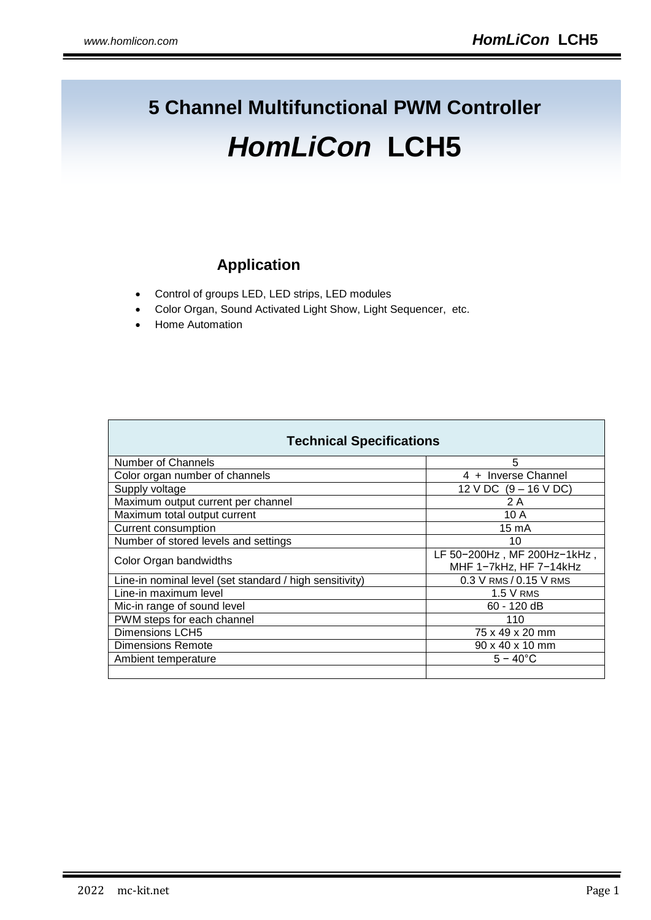# 5 Channel Multifunctional PWM Controller

# *HomLiCon* LCH5

## Application

- Control of groups LED, LED strips, LED modules
- Color Organ, Sound Activated Light Show, Light Sequencer, etc.
- Home Automation

| Technical Specifications | |
|---|---|
| Number of Channels | 5 |
| Color organ number of channels | 4 + Inverse Channel |
| Supply voltage | 12 V DC (9 – 16 V DC) |
| Maximum output current per channel | 2 A |
| Maximum total output current | 10 A |
| Current consumption | 15 mA |
| Number of stored levels and settings | 10 |
| Color Organ bandwidths | LF 50−200Hz , MF 200Hz−1kHz , MHF 1−7kHz, HF 7−14kHz |
| Line-in nominal level (set standard / high sensitivity) | 0.3 V RMS / 0.15 V RMS |
| Line-in maximum level | 1.5 V RMS |
| Mic-in range of sound level | 60 - 120 dB |
| PWM steps for each channel | 110 |
| Dimensions LCH5 | 75 x 49 x 20 mm |
| Dimensions Remote | 90 x 40 x 10 mm |
| Ambient temperature | 5 − 40°C |
| | |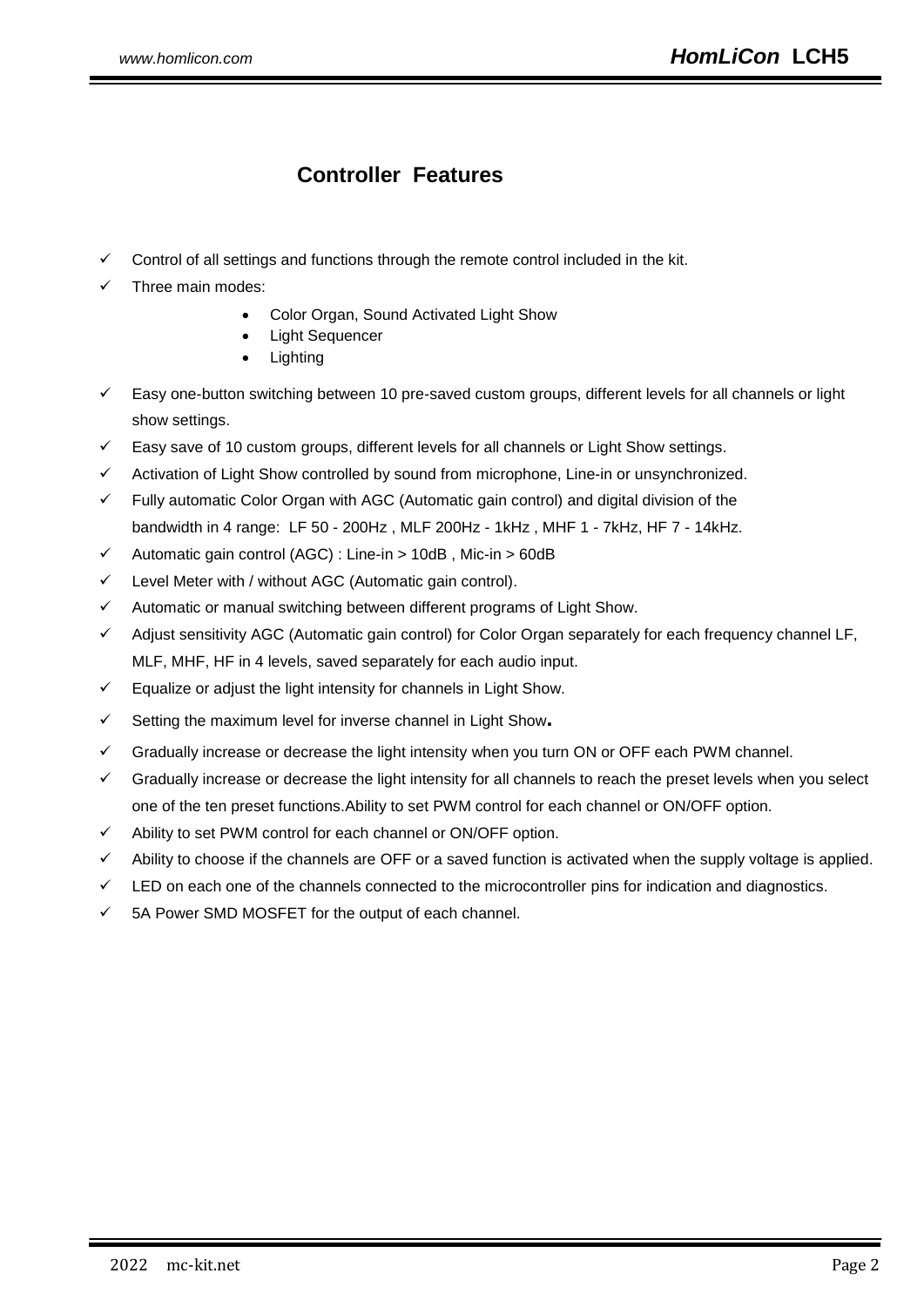## Controller Features

- ✓ Control of all settings and functions through the remote control included in the kit.
- ✓ Three main modes:
  - Color Organ, Sound Activated Light Show
  - Light Sequencer
  - Lighting
- ✓ Easy one-button switching between 10 pre-saved custom groups, different levels for all channels or light show settings.
- ✓ Easy save of 10 custom groups, different levels for all channels or Light Show settings.
- ✓ Activation of Light Show controlled by sound from microphone, Line-in or unsynchronized.
- ✓ Fully automatic Color Organ with AGC (Automatic gain control) and digital division of the bandwidth in 4 range: LF 50 - 200Hz , MLF 200Hz - 1kHz , MHF 1 - 7kHz, HF 7 - 14kHz.
- ✓ Automatic gain control (AGC) : Line-in > 10dB , Mic-in > 60dB
- ✓ Level Meter with / without AGC (Automatic gain control).
- ✓ Automatic or manual switching between different programs of Light Show.
- ✓ Adjust sensitivity AGC (Automatic gain control) for Color Organ separately for each frequency channel LF, MLF, MHF, HF in 4 levels, saved separately for each audio input.
- ✓ Equalize or adjust the light intensity for channels in Light Show.
- ✓ Setting the maximum level for inverse channel in Light Show**.**
- ✓ Gradually increase or decrease the light intensity when you turn ON or OFF each PWM channel.
- ✓ Gradually increase or decrease the light intensity for all channels to reach the preset levels when you select one of the ten preset functions.Ability to set PWM control for each channel or ON/OFF option.
- ✓ Ability to set PWM control for each channel or ON/OFF option.
- ✓ Ability to choose if the channels are OFF or a saved function is activated when the supply voltage is applied.
- ✓ LED on each one of the channels connected to the microcontroller pins for indication and diagnostics.
- ✓ 5A Power SMD MOSFET for the output of each channel.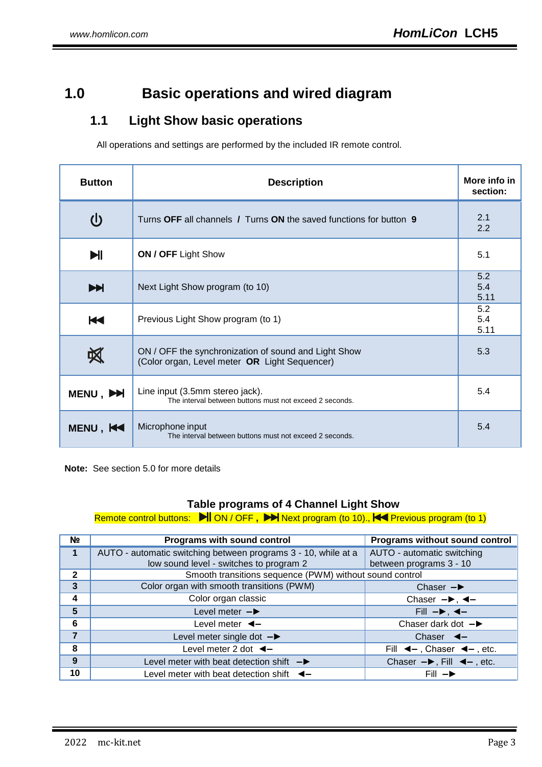# 1.0 Basic operations and wired diagram

## 1.1 Light Show basic operations

All operations and settings are performed by the included IR remote control.

| Button | Description | More info in section: |
|---|---|---|
| ⏻ | Turns **OFF** all channels **/** Turns **ON** the saved functions for button **9** | 2.1<br>2.2 |
| ⏯ | **ON / OFF** Light Show | 5.1 |
| ⏭ | Next Light Show program (to 10) | 5.2<br>5.4<br>5.11 |
| ⏮ | Previous Light Show program (to 1) | 5.2<br>5.4<br>5.11 |
| 🔇 | ON / OFF the synchronization of sound and Light Show<br>(Color organ, Level meter **OR** Light Sequencer) | 5.3 |
| **MENU , ⏭** | Line input (3.5mm stereo jack).<br>The interval between buttons must not exceed 2 seconds. | 5.4 |
| **MENU , ⏮** | Microphone input<br>The interval between buttons must not exceed 2 seconds. | 5.4 |

**Note:** See section 5.0 for more details

**Table programs of 4 Channel Light Show**

Remote control buttons: ⏯ ON / OFF , ⏭ Next program (to 10)., ⏮ Previous program (to 1)

| № | Programs with sound control | Programs without sound control |
|---|---|---|
| **1** | AUTO - automatic switching between programs 3 - 10, while at a low sound level - switches to program 2 | AUTO - automatic switching between programs 3 - 10 |
| **2** | Smooth transitions sequence (PWM) without sound control | |
| **3** | Color organ with smooth transitions (PWM) | Chaser –► |
| **4** | Color organ classic | Chaser –►, ◄– |
| **5** | Level meter –► | Fill –►, ◄– |
| **6** | Level meter ◄– | Chaser dark dot –► |
| **7** | Level meter single dot –► | Chaser ◄– |
| **8** | Level meter 2 dot ◄– | Fill ◄– , Chaser ◄– , etc. |
| **9** | Level meter with beat detection shift –► | Chaser –►, Fill ◄– , etc. |
| **10** | Level meter with beat detection shift ◄– | Fill –► |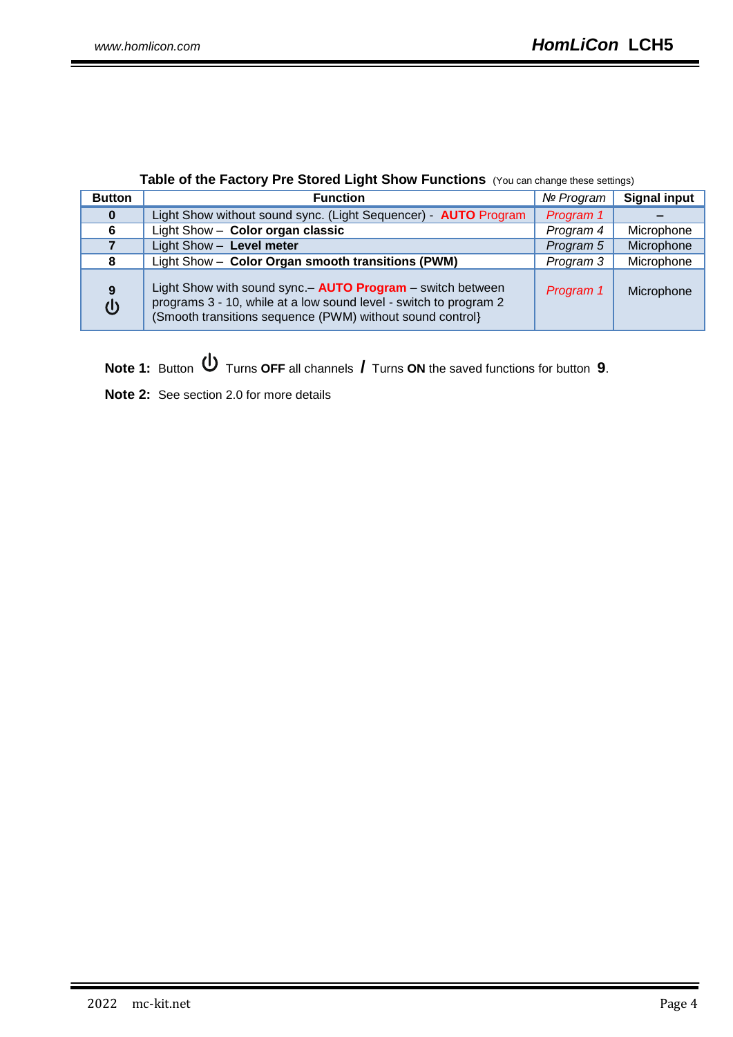**Table of the Factory Pre Stored Light Show Functions** (You can change these settings)

| Button | Function | № Program | Signal input |
|---|---|---|---|
| **0** | Light Show without sound sync. (Light Sequencer) - **AUTO** Program | *Program 1* | – |
| **6** | Light Show – **Color organ classic** | *Program 4* | Microphone |
| **7** | Light Show – **Level meter** | *Program 5* | Microphone |
| **8** | Light Show – **Color Organ smooth transitions (PWM)** | *Program 3* | Microphone |
| **9** ⏻ | Light Show with sound sync.– **AUTO Program** – switch between programs 3 - 10, while at a low sound level - switch to program 2 (Smooth transitions sequence (PWM) without sound control} | *Program 1* | Microphone |

**Note 1:** Button ⏻ Turns **OFF** all channels **/** Turns **ON** the saved functions for button **9**.

**Note 2:** See section 2.0 for more details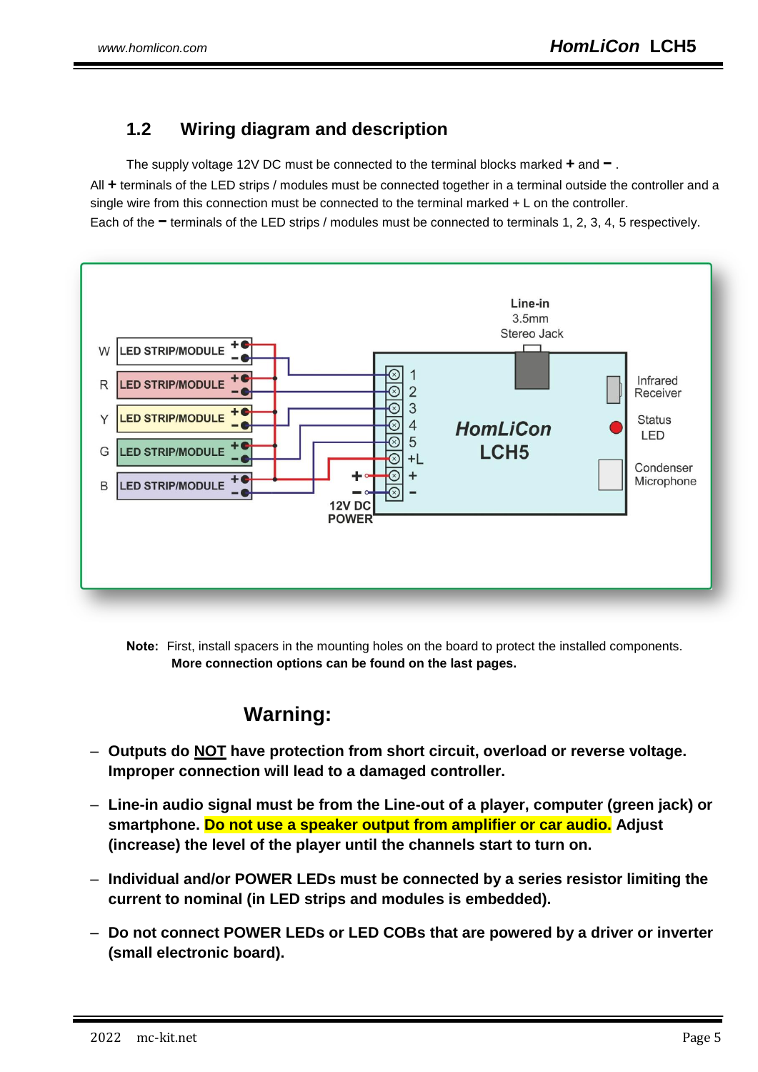## 1.2 Wiring diagram and description

The supply voltage 12V DC must be connected to the terminal blocks marked **+** and **−** .

All **+** terminals of the LED strips / modules must be connected together in a terminal outside the controller and a single wire from this connection must be connected to the terminal marked + L on the controller.

Each of the **−** terminals of the LED strips / modules must be connected to terminals 1, 2, 3, 4, 5 respectively.

W LED STRIP/MODULE + −
R LED STRIP/MODULE + −
Y LED STRIP/MODULE + −
G LED STRIP/MODULE + −
B LED STRIP/MODULE + −

Line-in
3.5mm
Stereo Jack

1
2
3
4
5
+L
+
−

+
−
12V DC
POWER

HomLiCon
LCH5

Infrared
Receiver

Status
LED

Condenser
Microphone

**Note:** First, install spacers in the mounting holes on the board to protect the installed components.
**More connection options can be found on the last pages.**

## Warning:

- **Outputs do NOT have protection from short circuit, overload or reverse voltage. Improper connection will lead to a damaged controller.**
- **Line-in audio signal must be from the Line-out of a player, computer (green jack) or smartphone. Do not use a speaker output from amplifier or car audio. Adjust (increase) the level of the player until the channels start to turn on.**
- **Individual and/or POWER LEDs must be connected by a series resistor limiting the current to nominal (in LED strips and modules is embedded).**
- **Do not connect POWER LEDs or LED COBs that are powered by a driver or inverter (small electronic board).**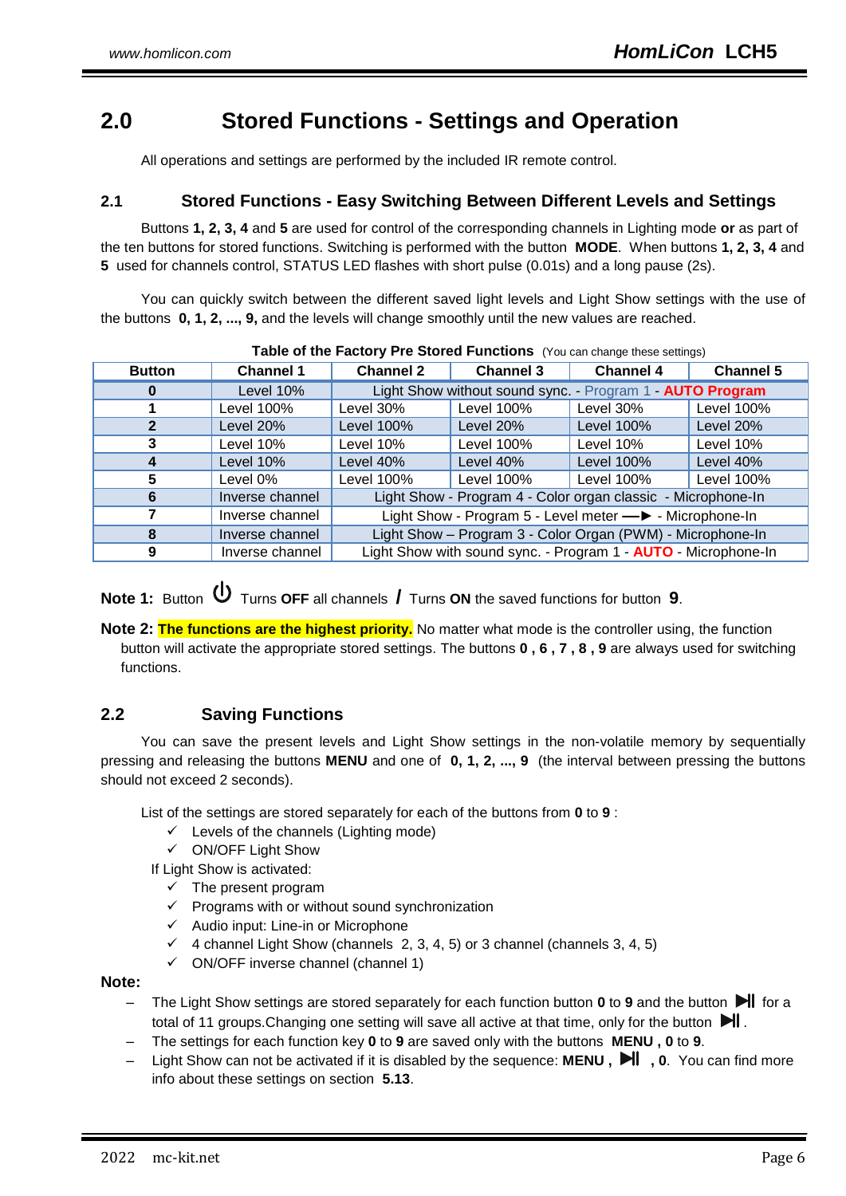## 2.0 Stored Functions - Settings and Operation

All operations and settings are performed by the included IR remote control.

### 2.1 Stored Functions - Easy Switching Between Different Levels and Settings

Buttons **1, 2, 3, 4** and **5** are used for control of the corresponding channels in Lighting mode **or** as part of the ten buttons for stored functions. Switching is performed with the button **MODE**. When buttons **1, 2, 3, 4** and **5** used for channels control, STATUS LED flashes with short pulse (0.01s) and a long pause (2s).

You can quickly switch between the different saved light levels and Light Show settings with the use of the buttons **0, 1, 2, ..., 9,** and the levels will change smoothly until the new values are reached.

**Table of the Factory Pre Stored Functions** (You can change these settings)

| Button | Channel 1 | Channel 2 | Channel 3 | Channel 4 | Channel 5 |
|---|---|---|---|---|---|
| **0** | Level 10% | Light Show without sound sync. - Program 1 - **AUTO Program** | | | |
| **1** | Level 100% | Level 30% | Level 100% | Level 30% | Level 100% |
| **2** | Level 20% | Level 100% | Level 20% | Level 100% | Level 20% |
| **3** | Level 10% | Level 10% | Level 100% | Level 10% | Level 10% |
| **4** | Level 10% | Level 40% | Level 40% | Level 100% | Level 40% |
| **5** | Level 0% | Level 100% | Level 100% | Level 100% | Level 100% |
| **6** | Inverse channel | Light Show - Program 4 - Color organ classic - Microphone-In | | | |
| **7** | Inverse channel | Light Show - Program 5 - Level meter ──► - Microphone-In | | | |
| **8** | Inverse channel | Light Show – Program 3 - Color Organ (PWM) - Microphone-In | | | |
| **9** | Inverse channel | Light Show with sound sync. - Program 1 - **AUTO** - Microphone-In | | | |

**Note 1:** Button ⏻ Turns **OFF** all channels **/** Turns **ON** the saved functions for button **9**.

**Note 2: The functions are the highest priority.** No matter what mode is the controller using, the function button will activate the appropriate stored settings. The buttons **0 , 6 , 7 , 8 , 9** are always used for switching functions.

### 2.2 Saving Functions

You can save the present levels and Light Show settings in the non-volatile memory by sequentially pressing and releasing the buttons **MENU** and one of **0, 1, 2, ..., 9** (the interval between pressing the buttons should not exceed 2 seconds).

List of the settings are stored separately for each of the buttons from **0** to **9** :

- ✓ Levels of the channels (Lighting mode)
- ✓ ON/OFF Light Show

If Light Show is activated:

- ✓ The present program
- ✓ Programs with or without sound synchronization
- ✓ Audio input: Line-in or Microphone
- ✓ 4 channel Light Show (channels 2, 3, 4, 5) or 3 channel (channels 3, 4, 5)
- ✓ ON/OFF inverse channel (channel 1)

**Note:**

- The Light Show settings are stored separately for each function button **0** to **9** and the button ⏯ for a total of 11 groups.Changing one setting will save all active at that time, only for the button ⏯.
- The settings for each function key **0** to **9** are saved only with the buttons **MENU , 0** to **9**.
- Light Show can not be activated if it is disabled by the sequence: **MENU ,** ⏯ **, 0**. You can find more info about these settings on section **5.13**.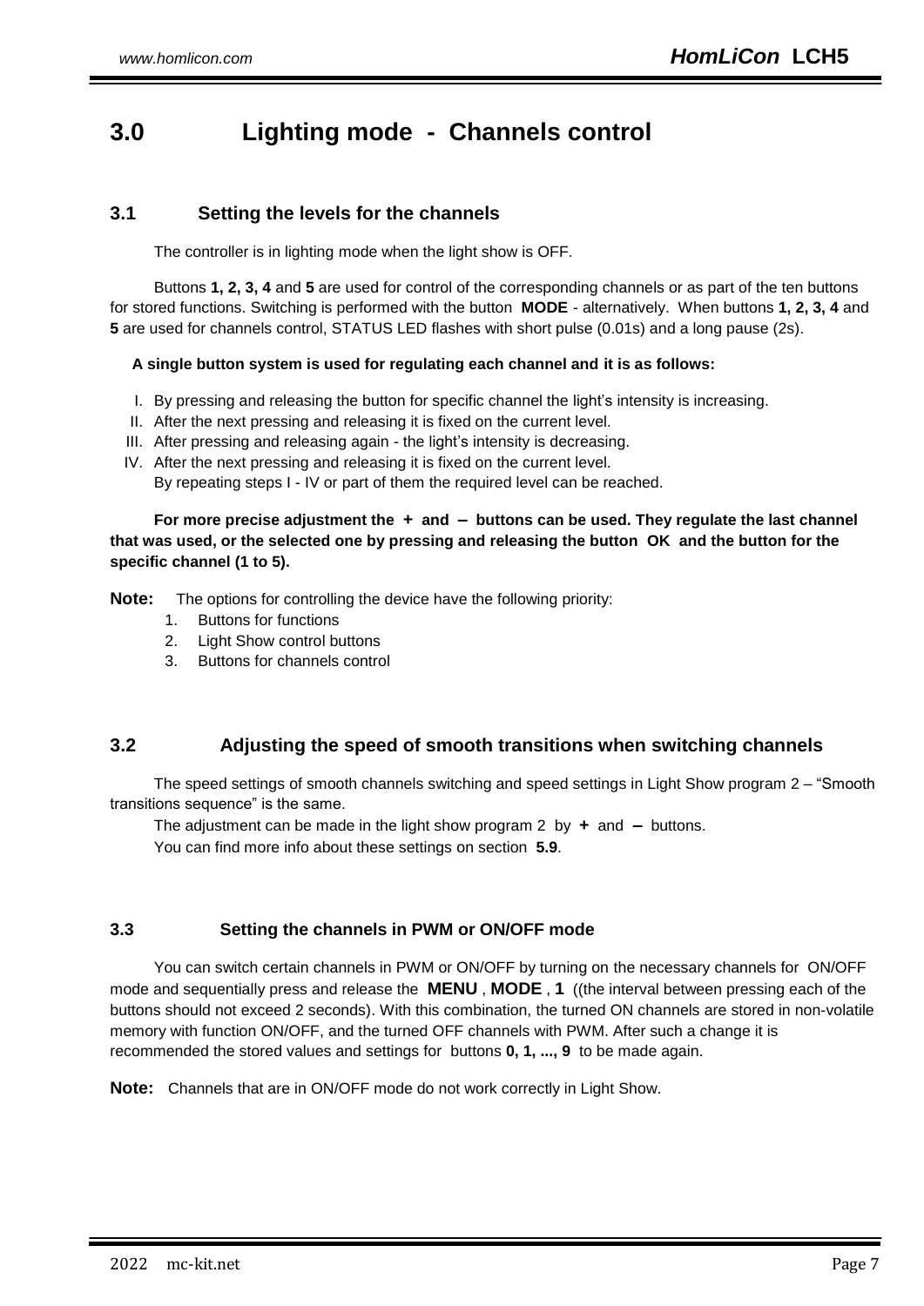# 3.0 Lighting mode - Channels control

## 3.1 Setting the levels for the channels

The controller is in lighting mode when the light show is OFF.

Buttons **1, 2, 3, 4** and **5** are used for control of the corresponding channels or as part of the ten buttons for stored functions. Switching is performed with the button **MODE** - alternatively. When buttons **1, 2, 3, 4** and **5** are used for channels control, STATUS LED flashes with short pulse (0.01s) and a long pause (2s).

**A single button system is used for regulating each channel and it is as follows:**

I. By pressing and releasing the button for specific channel the light's intensity is increasing.
II. After the next pressing and releasing it is fixed on the current level.
III. After pressing and releasing again - the light's intensity is decreasing.
IV. After the next pressing and releasing it is fixed on the current level.
By repeating steps I - IV or part of them the required level can be reached.

**For more precise adjustment the + and – buttons can be used. They regulate the last channel that was used, or the selected one by pressing and releasing the button OK and the button for the specific channel (1 to 5).**

**Note:** The options for controlling the device have the following priority:

1. Buttons for functions
2. Light Show control buttons
3. Buttons for channels control

## 3.2 Adjusting the speed of smooth transitions when switching channels

The speed settings of smooth channels switching and speed settings in Light Show program 2 – "Smooth transitions sequence" is the same.

The adjustment can be made in the light show program 2 by **+** and **–** buttons.

You can find more info about these settings on section **5.9**.

### 3.3 Setting the channels in PWM or ON/OFF mode

You can switch certain channels in PWM or ON/OFF by turning on the necessary channels for ON/OFF mode and sequentially press and release the **MENU** , **MODE** , **1** ((the interval between pressing each of the buttons should not exceed 2 seconds). With this combination, the turned ON channels are stored in non-volatile memory with function ON/OFF, and the turned OFF channels with PWM. After such a change it is recommended the stored values and settings for buttons **0, 1, ..., 9** to be made again.

**Note:** Channels that are in ON/OFF mode do not work correctly in Light Show.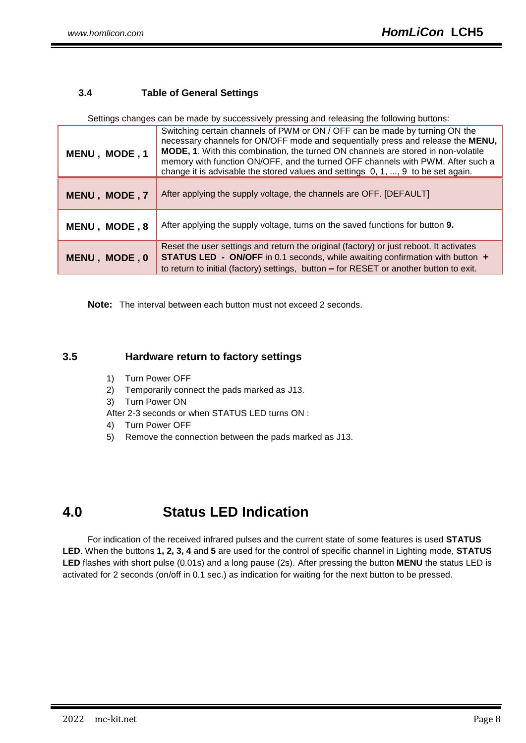### 3.4 Table of General Settings

Settings changes can be made by successively pressing and releasing the following buttons:

| | |
|---|---|
| **MENU , MODE , 1** | Switching certain channels of PWM or ON / OFF can be made by turning ON the necessary channels for ON/OFF mode and sequentially press and release the **MENU, MODE, 1**. With this combination, the turned ON channels are stored in non-volatile memory with function ON/OFF, and the turned OFF channels with PWM. After such a change it is advisable the stored values and settings 0, 1, ..., 9 to be set again. |
| **MENU , MODE , 7** | After applying the supply voltage, the channels are OFF. [DEFAULT] |
| **MENU , MODE , 8** | After applying the supply voltage, turns on the saved functions for button **9.** |
| **MENU , MODE , 0** | Reset the user settings and return the original (factory) or just reboot. It activates **STATUS LED - ON/OFF** in 0.1 seconds, while awaiting confirmation with button **+** to return to initial (factory) settings, button **–** for RESET or another button to exit. |

**Note:** The interval between each button must not exceed 2 seconds.

### 3.5 Hardware return to factory settings

1) Turn Power OFF
2) Temporarily connect the pads marked as J13.
3) Turn Power ON

After 2-3 seconds or when STATUS LED turns ON :

4) Turn Power OFF
5) Remove the connection between the pads marked as J13.

# 4.0 Status LED Indication

For indication of the received infrared pulses and the current state of some features is used **STATUS LED**. When the buttons **1, 2, 3, 4** and **5** are used for the control of specific channel in Lighting mode, **STATUS LED** flashes with short pulse (0.01s) and a long pause (2s). After pressing the button **MENU** the status LED is activated for 2 seconds (on/off in 0.1 sec.) as indication for waiting for the next button to be pressed.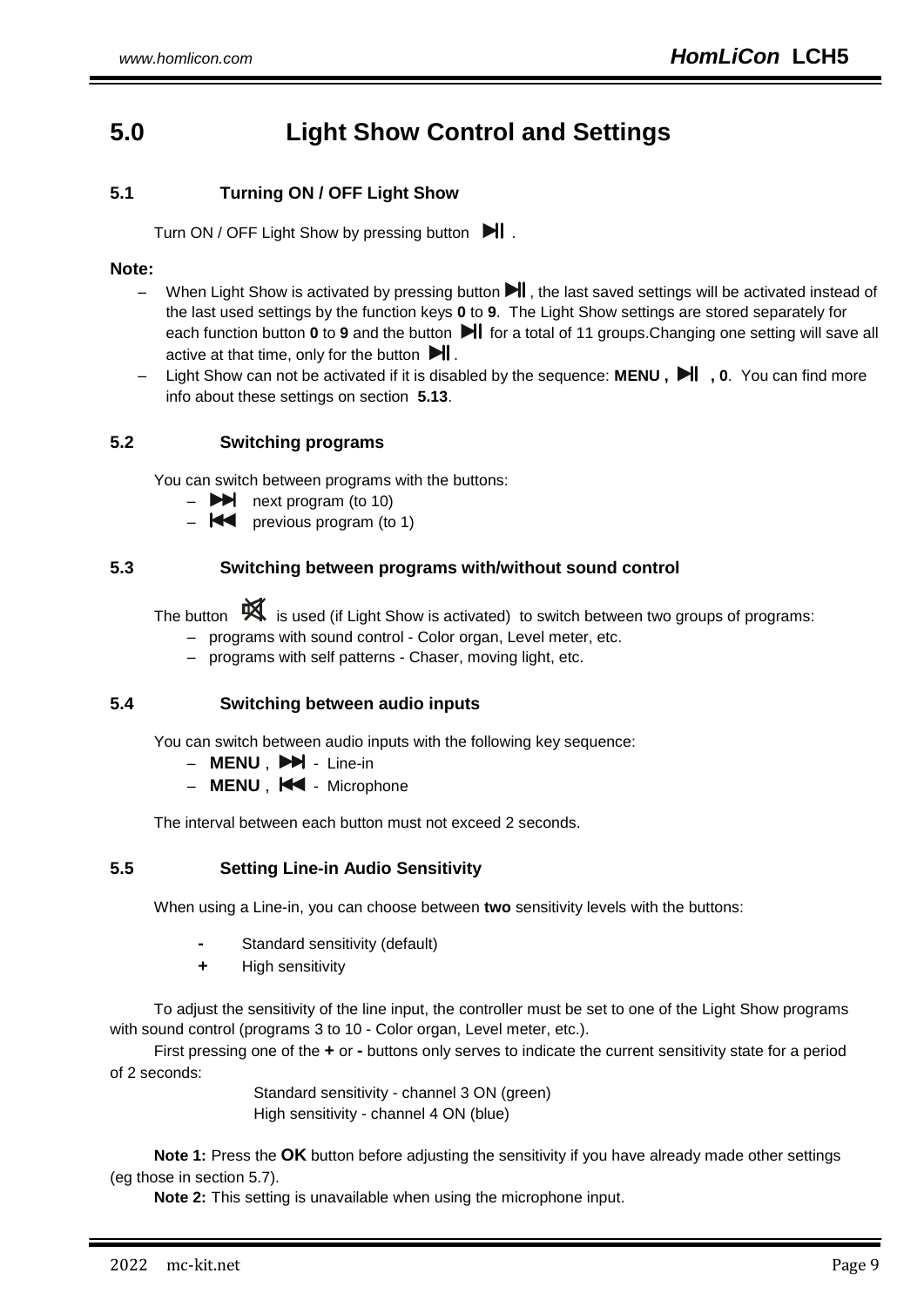# 5.0 Light Show Control and Settings

## 5.1 Turning ON / OFF Light Show

Turn ON / OFF Light Show by pressing button ⏯.

**Note:**

- When Light Show is activated by pressing button ⏯, the last saved settings will be activated instead of the last used settings by the function keys **0** to **9**. The Light Show settings are stored separately for each function button **0** to **9** and the button ⏯ for a total of 11 groups.Changing one setting will save all active at that time, only for the button ⏯.
- Light Show can not be activated if it is disabled by the sequence: **MENU , ⏯ , 0**. You can find more info about these settings on section **5.13**.

## 5.2 Switching programs

You can switch between programs with the buttons:

- ⏭ next program (to 10)
- ⏮ previous program (to 1)

## 5.3 Switching between programs with/without sound control

The button 🔇 is used (if Light Show is activated) to switch between two groups of programs:

- programs with sound control - Color organ, Level meter, etc.
- programs with self patterns - Chaser, moving light, etc.

## 5.4 Switching between audio inputs

You can switch between audio inputs with the following key sequence:

- **MENU** , ⏭ - Line-in
- **MENU** , ⏮ - Microphone

The interval between each button must not exceed 2 seconds.

## 5.5 Setting Line-in Audio Sensitivity

When using a Line-in, you can choose between **two** sensitivity levels with the buttons:

- **-** Standard sensitivity (default)
- **+** High sensitivity

To adjust the sensitivity of the line input, the controller must be set to one of the Light Show programs with sound control (programs 3 to 10 - Color organ, Level meter, etc.).

First pressing one of the **+** or **-** buttons only serves to indicate the current sensitivity state for a period of 2 seconds:

Standard sensitivity - channel 3 ON (green)
High sensitivity - channel 4 ON (blue)

**Note 1:** Press the **OK** button before adjusting the sensitivity if you have already made other settings (eg those in section 5.7).

**Note 2:** This setting is unavailable when using the microphone input.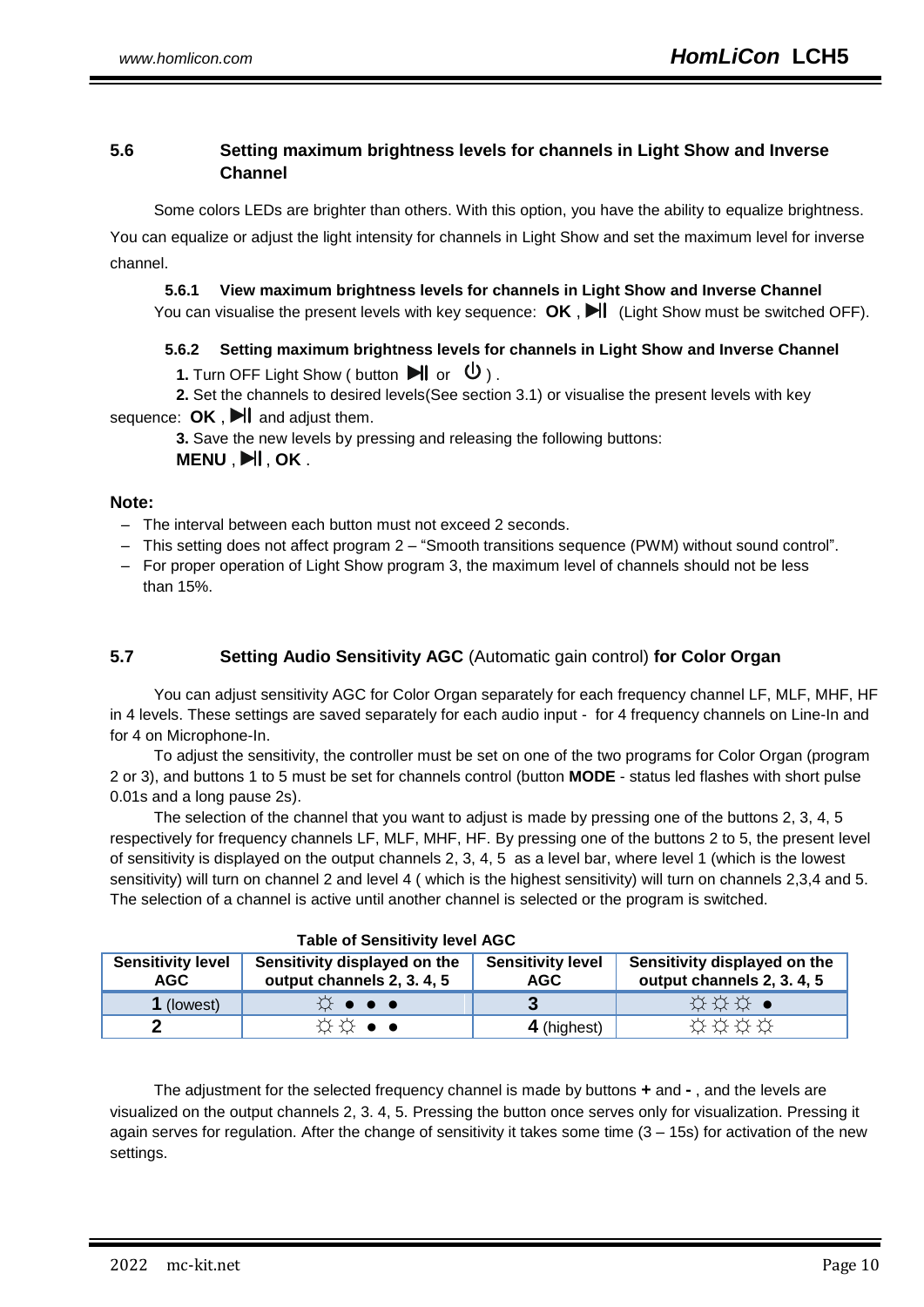## 5.6 Setting maximum brightness levels for channels in Light Show and Inverse Channel

Some colors LEDs are brighter than others. With this option, you have the ability to equalize brightness. You can equalize or adjust the light intensity for channels in Light Show and set the maximum level for inverse channel.

### 5.6.1 View maximum brightness levels for channels in Light Show and Inverse Channel

You can visualise the present levels with key sequence: **OK** , ▶II (Light Show must be switched OFF).

### 5.6.2 Setting maximum brightness levels for channels in Light Show and Inverse Channel

**1.** Turn OFF Light Show ( button ▶II or ⏻ ) .

**2.** Set the channels to desired levels(See section 3.1) or visualise the present levels with key sequence: **OK** , ▶II and adjust them.

**3.** Save the new levels by pressing and releasing the following buttons:
**MENU** , ▶II , **OK** .

**Note:**

- The interval between each button must not exceed 2 seconds.
- This setting does not affect program 2 – "Smooth transitions sequence (PWM) without sound control".
- For proper operation of Light Show program 3, the maximum level of channels should not be less than 15%.

## 5.7 Setting Audio Sensitivity AGC (Automatic gain control) for Color Organ

You can adjust sensitivity AGC for Color Organ separately for each frequency channel LF, MLF, MHF, HF in 4 levels. These settings are saved separately for each audio input - for 4 frequency channels on Line-In and for 4 on Microphone-In.

To adjust the sensitivity, the controller must be set on one of the two programs for Color Organ (program 2 or 3), and buttons 1 to 5 must be set for channels control (button **MODE** - status led flashes with short pulse 0.01s and a long pause 2s).

The selection of the channel that you want to adjust is made by pressing one of the buttons 2, 3, 4, 5 respectively for frequency channels LF, MLF, MHF, HF. By pressing one of the buttons 2 to 5, the present level of sensitivity is displayed on the output channels 2, 3, 4, 5 as a level bar, where level 1 (which is the lowest sensitivity) will turn on channel 2 and level 4 ( which is the highest sensitivity) will turn on channels 2,3,4 and 5. The selection of a channel is active until another channel is selected or the program is switched.

**Table of Sensitivity level AGC**

| Sensitivity level AGC | Sensitivity displayed on the output channels 2, 3. 4, 5 | Sensitivity level AGC | Sensitivity displayed on the output channels 2, 3. 4, 5 |
|---|---|---|---|
| **1** (lowest) | ☼ ● ● ● | **3** | ☼ ☼ ☼ ● |
| **2** | ☼ ☼ ● ● | **4** (highest) | ☼ ☼ ☼ ☼ |

The adjustment for the selected frequency channel is made by buttons **+** and **-** , and the levels are visualized on the output channels 2, 3. 4, 5. Pressing the button once serves only for visualization. Pressing it again serves for regulation. After the change of sensitivity it takes some time (3 – 15s) for activation of the new settings.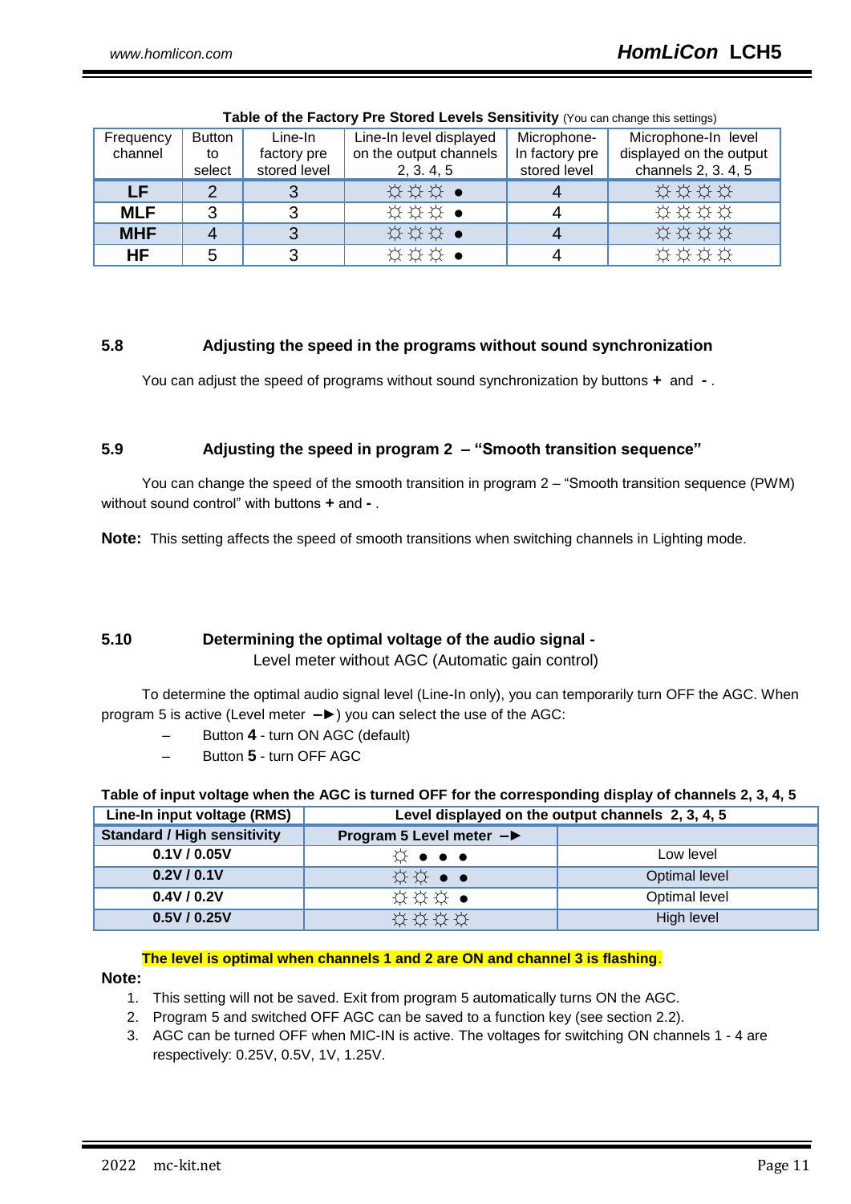**Table of the Factory Pre Stored Levels Sensitivity** (You can change this settings)

| Frequency channel | Button to select | Line-In factory pre stored level | Line-In level displayed on the output channels 2, 3. 4, 5 | Microphone-In factory pre stored level | Microphone-In level displayed on the output channels 2, 3. 4, 5 |
|---|---|---|---|---|---|
| **LF** | 2 | 3 | ☼ ☼ ☼ ● | 4 | ☼ ☼ ☼ ☼ |
| **MLF** | 3 | 3 | ☼ ☼ ☼ ● | 4 | ☼ ☼ ☼ ☼ |
| **MHF** | 4 | 3 | ☼ ☼ ☼ ● | 4 | ☼ ☼ ☼ ☼ |
| **HF** | 5 | 3 | ☼ ☼ ☼ ● | 4 | ☼ ☼ ☼ ☼ |

## 5.8 Adjusting the speed in the programs without sound synchronization

You can adjust the speed of programs without sound synchronization by buttons **+** and **-** .

## 5.9 Adjusting the speed in program 2 – "Smooth transition sequence"

You can change the speed of the smooth transition in program 2 – "Smooth transition sequence (PWM) without sound control" with buttons **+** and **-** .

**Note:** This setting affects the speed of smooth transitions when switching channels in Lighting mode.

## 5.10 Determining the optimal voltage of the audio signal - Level meter without AGC (Automatic gain control)

To determine the optimal audio signal level (Line-In only), you can temporarily turn OFF the AGC. When program 5 is active (Level meter –►) you can select the use of the AGC:

- Button **4** - turn ON AGC (default)
- Button **5** - turn OFF AGC

**Table of input voltage when the AGC is turned OFF for the corresponding display of channels 2, 3, 4, 5**

| Line-In input voltage (RMS) | Level displayed on the output channels 2, 3, 4, 5 | |
|---|---|---|
| **Standard / High sensitivity** | **Program 5 Level meter –►** | |
| **0.1V / 0.05V** | ☼ ● ● ● | Low level |
| **0.2V / 0.1V** | ☼ ☼ ● ● | Optimal level |
| **0.4V / 0.2V** | ☼ ☼ ☼ ● | Optimal level |
| **0.5V / 0.25V** | ☼ ☼ ☼ ☼ | High level |

**The level is optimal when channels 1 and 2 are ON and channel 3 is flashing**.

**Note:**

1. This setting will not be saved. Exit from program 5 automatically turns ON the AGC.
2. Program 5 and switched OFF AGC can be saved to a function key (see section 2.2).
3. AGC can be turned OFF when MIC-IN is active. The voltages for switching ON channels 1 - 4 are respectively: 0.25V, 0.5V, 1V, 1.25V.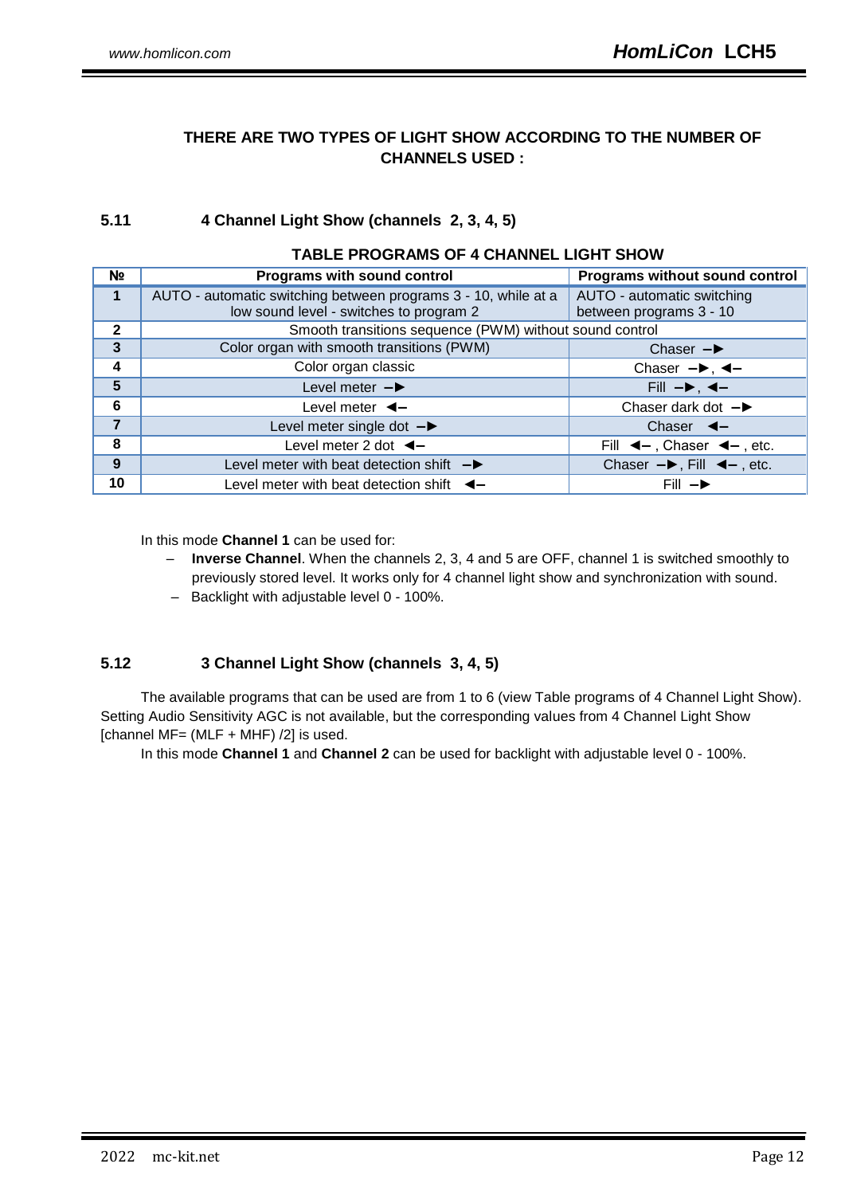**THERE ARE TWO TYPES OF LIGHT SHOW ACCORDING TO THE NUMBER OF CHANNELS USED :**

## 5.11 4 Channel Light Show (channels 2, 3, 4, 5)

**TABLE PROGRAMS OF 4 CHANNEL LIGHT SHOW**

| № | Programs with sound control | Programs without sound control |
|---|---|---|
| 1 | AUTO - automatic switching between programs 3 - 10, while at a low sound level - switches to program 2 | AUTO - automatic switching between programs 3 - 10 |
| 2 | Smooth transitions sequence (PWM) without sound control | |
| 3 | Color organ with smooth transitions (PWM) | Chaser –► |
| 4 | Color organ classic | Chaser –►, ◄– |
| 5 | Level meter –► | Fill –►, ◄– |
| 6 | Level meter ◄– | Chaser dark dot –► |
| 7 | Level meter single dot –► | Chaser ◄– |
| 8 | Level meter 2 dot ◄– | Fill ◄– , Chaser ◄– , etc. |
| 9 | Level meter with beat detection shift –► | Chaser –►, Fill ◄– , etc. |
| 10 | Level meter with beat detection shift ◄– | Fill –► |

In this mode **Channel 1** can be used for:

- **Inverse Channel**. When the channels 2, 3, 4 and 5 are OFF, channel 1 is switched smoothly to previously stored level. It works only for 4 channel light show and synchronization with sound.
- Backlight with adjustable level 0 - 100%.

## 5.12 3 Channel Light Show (channels 3, 4, 5)

The available programs that can be used are from 1 to 6 (view Table programs of 4 Channel Light Show). Setting Audio Sensitivity AGC is not available, but the corresponding values from 4 Channel Light Show [channel MF= (MLF + MHF) /2] is used.

In this mode **Channel 1** and **Channel 2** can be used for backlight with adjustable level 0 - 100%.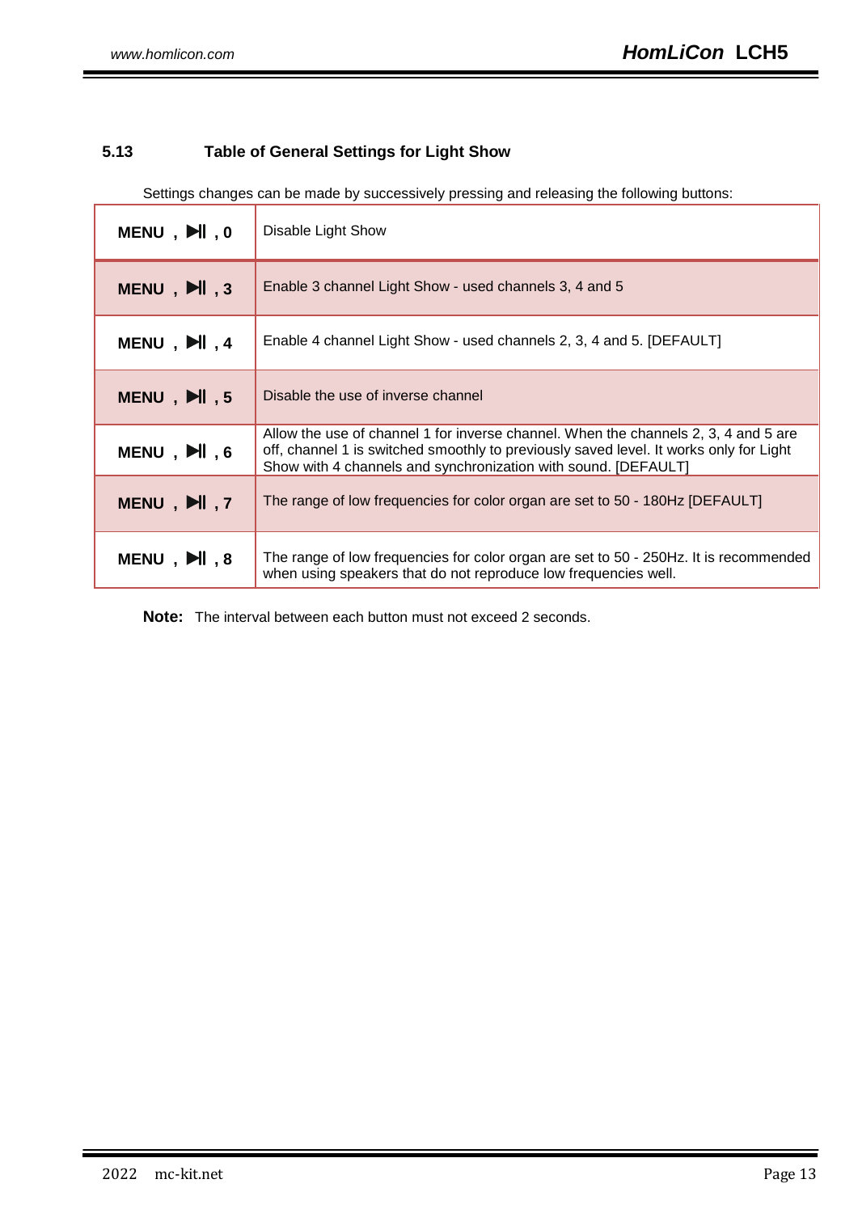### 5.13 Table of General Settings for Light Show

Settings changes can be made by successively pressing and releasing the following buttons:

| | |
|---|---|
| **MENU , ▶II , 0** | Disable Light Show |
| **MENU , ▶II , 3** | Enable 3 channel Light Show - used channels 3, 4 and 5 |
| **MENU , ▶II , 4** | Enable 4 channel Light Show - used channels 2, 3, 4 and 5. [DEFAULT] |
| **MENU , ▶II , 5** | Disable the use of inverse channel |
| **MENU , ▶II , 6** | Allow the use of channel 1 for inverse channel. When the channels 2, 3, 4 and 5 are off, channel 1 is switched smoothly to previously saved level. It works only for Light Show with 4 channels and synchronization with sound. [DEFAULT] |
| **MENU , ▶II , 7** | The range of low frequencies for color organ are set to 50 - 180Hz [DEFAULT] |
| **MENU , ▶II , 8** | The range of low frequencies for color organ are set to 50 - 250Hz. It is recommended when using speakers that do not reproduce low frequencies well. |

**Note:** The interval between each button must not exceed 2 seconds.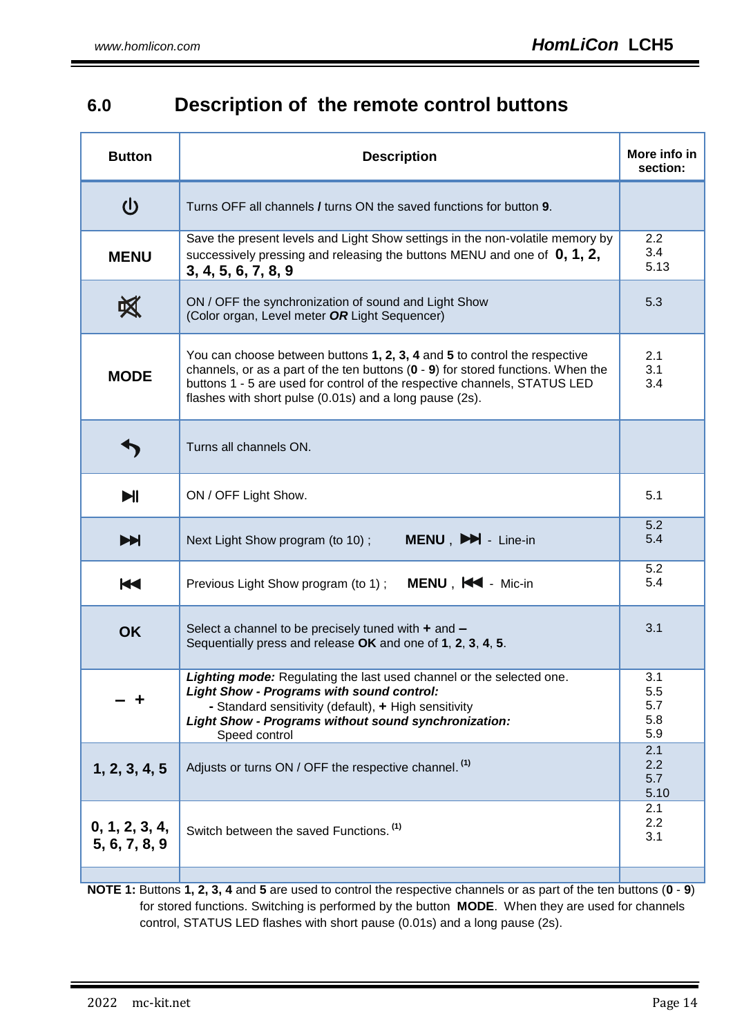## 6.0 Description of the remote control buttons

| Button | Description | More info in section: |
|---|---|---|
| ⏻ | Turns OFF all channels **/** turns ON the saved functions for button **9**. | |
| **MENU** | Save the present levels and Light Show settings in the non-volatile memory by successively pressing and releasing the buttons MENU and one of **0, 1, 2, 3, 4, 5, 6, 7, 8, 9** | 2.2<br>3.4<br>5.13 |
| 🔇 | ON / OFF the synchronization of sound and Light Show<br>(Color organ, Level meter ***OR*** Light Sequencer) | 5.3 |
| **MODE** | You can choose between buttons **1, 2, 3, 4** and **5** to control the respective channels, or as a part of the ten buttons (**0** - **9**) for stored functions. When the buttons 1 - 5 are used for control of the respective channels, STATUS LED flashes with short pulse (0.01s) and a long pause (2s). | 2.1<br>3.1<br>3.4 |
| ↰ | Turns all channels ON. | |
| ⏯ | ON / OFF Light Show. | 5.1 |
| ⏭ | Next Light Show program (to 10) ; **MENU** , ⏭ - Line-in | 5.2<br>5.4 |
| ⏮ | Previous Light Show program (to 1) ; **MENU** , ⏮ - Mic-in | 5.2<br>5.4 |
| **OK** | Select a channel to be precisely tuned with **+** and **–**<br>Sequentially press and release **OK** and one of **1**, **2**, **3**, **4**, **5**. | 3.1 |
| **– +** | ***Lighting mode:*** Regulating the last used channel or the selected one.<br>***Light Show - Programs with sound control:***<br>**-** Standard sensitivity (default), **+** High sensitivity<br>***Light Show - Programs without sound synchronization:***<br>Speed control | 3.1<br>5.5<br>5.7<br>5.8<br>5.9 |
| **1, 2, 3, 4, 5** | Adjusts or turns ON / OFF the respective channel. [(1)] | 2.1<br>2.2<br>5.7<br>5.10 |
| **0, 1, 2, 3, 4, 5, 6, 7, 8, 9** | Switch between the saved Functions. [(1)] | 2.1<br>2.2<br>3.1 |

**NOTE 1:** Buttons **1, 2, 3, 4** and **5** are used to control the respective channels or as part of the ten buttons (**0** - **9**) for stored functions. Switching is performed by the button **MODE**. When they are used for channels control, STATUS LED flashes with short pause (0.01s) and a long pause (2s).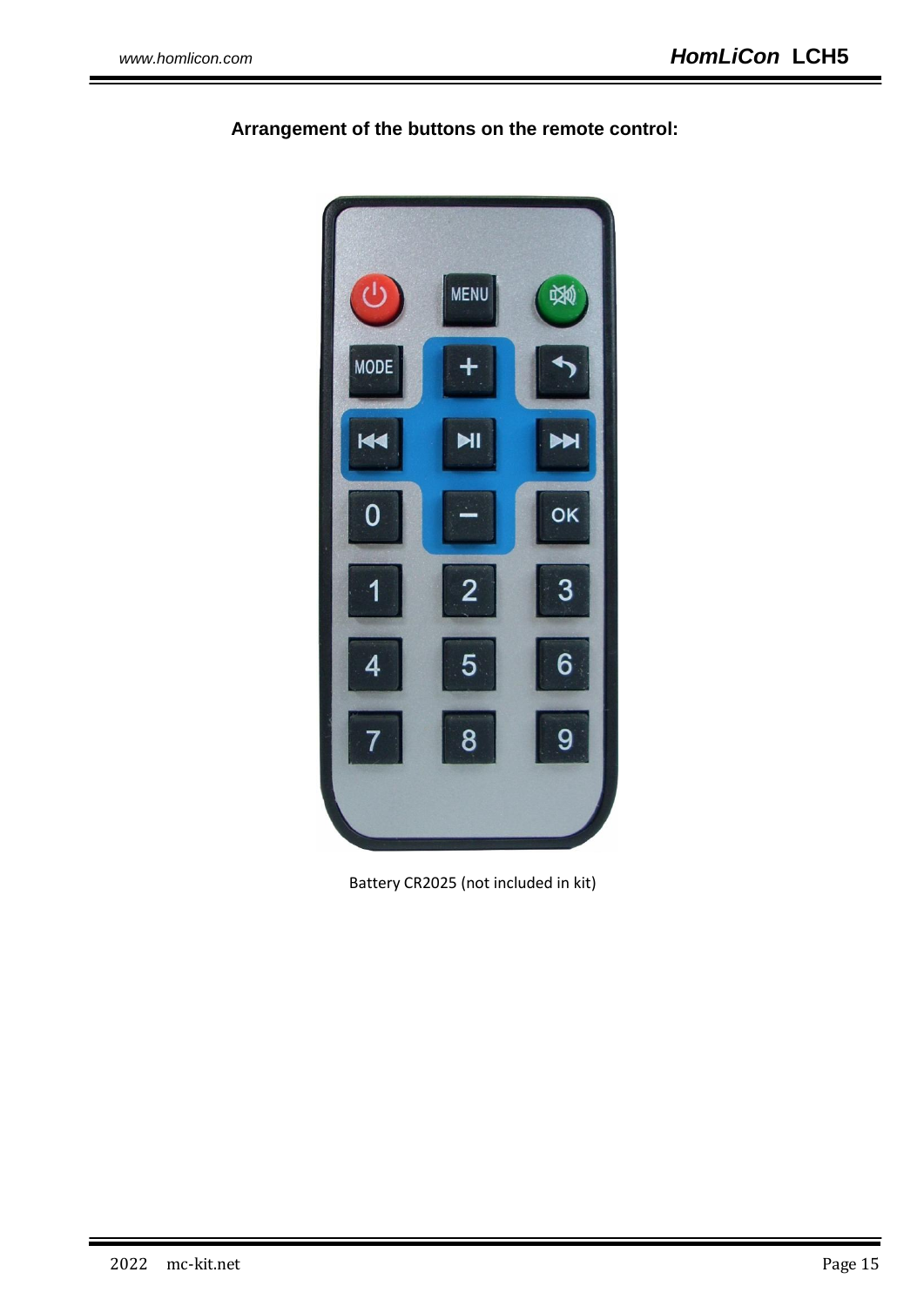**Arrangement of the buttons on the remote control:**

Battery CR2025 (not included in kit)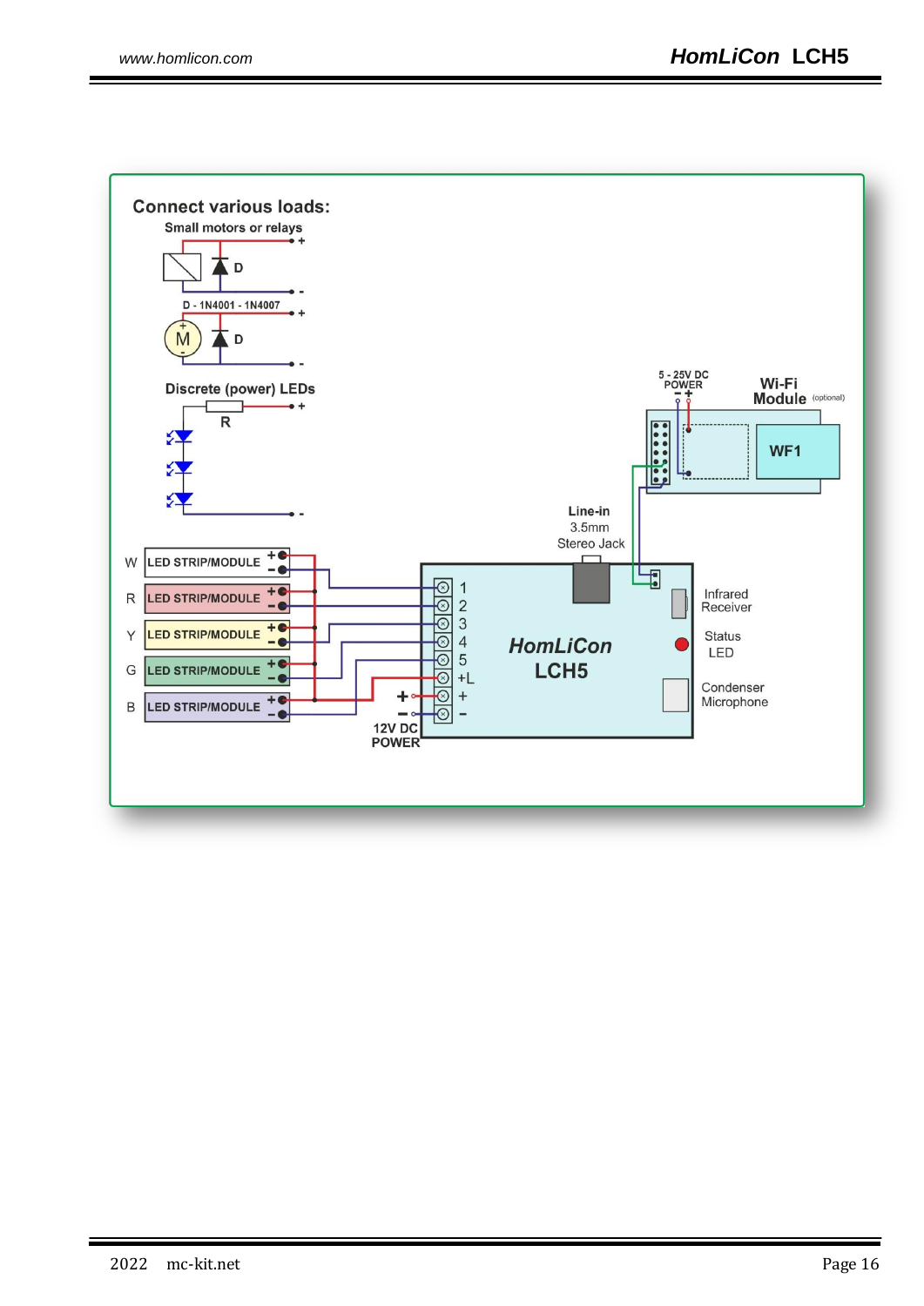## Connect various loads:

Small motors or relays

D

D - 1N4001 - 1N4007

M

D

Discrete (power) LEDs

R

5 - 25V DC POWER

Wi-Fi Module (optional)

WF1

Line-in 3.5mm Stereo Jack

W LED STRIP/MODULE

R LED STRIP/MODULE

Y LED STRIP/MODULE

G LED STRIP/MODULE

B LED STRIP/MODULE

1
2
3
4
5
+L
+
-

12V DC POWER

HomLiCon LCH5

Infrared Receiver

Status LED

Condenser Microphone